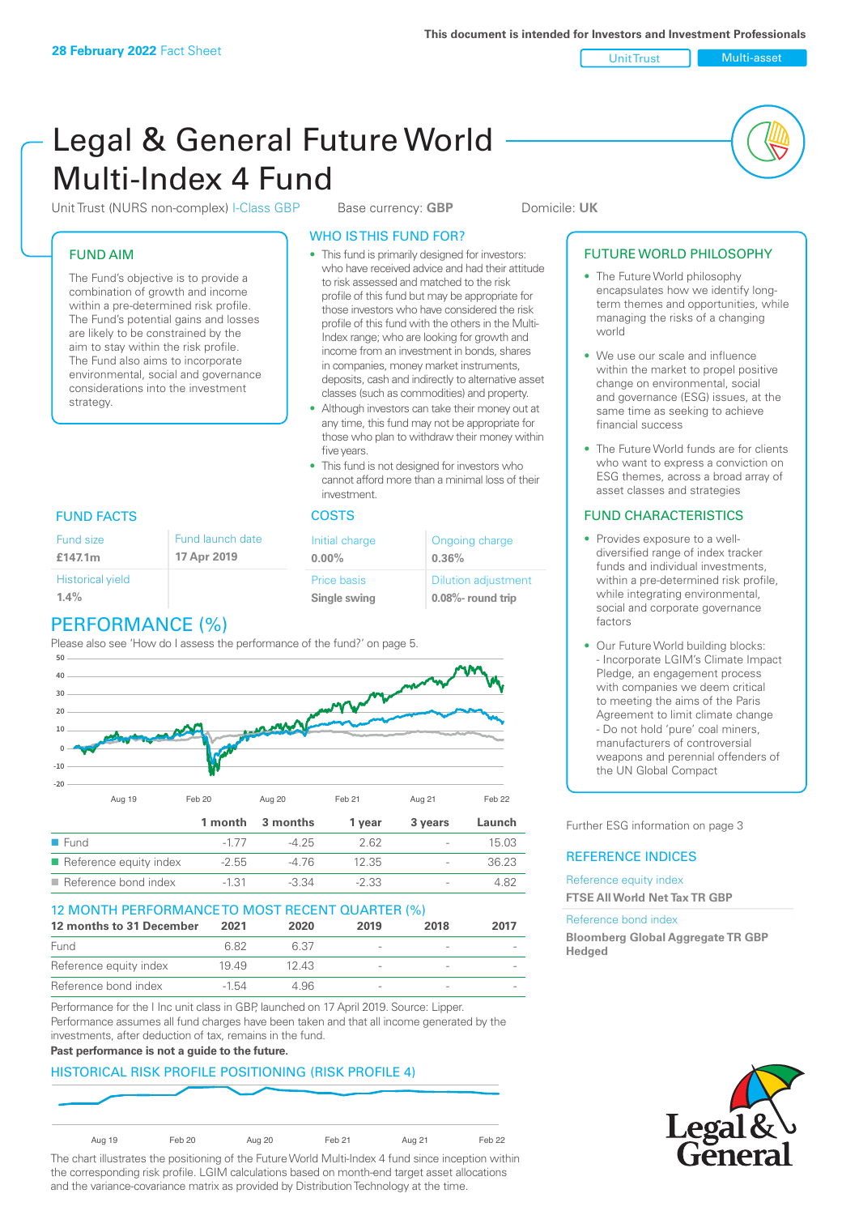28 February 2022 Fact Sheet

This document is intended for Investors and Investment Professionals

Unit Trust | Multi-asset

# Legal & General Future World Multi-Index 4 Fund

Unit Trust (NURS non-complex) I-Class GBP | Base currency: **GBP** | Domicile: **UK**

## FUND AIM

The Fund's objective is to provide a combination of growth and income within a pre-determined risk profile. The Fund's potential gains and losses are likely to be constrained by the aim to stay within the risk profile. The Fund also aims to incorporate environmental, social and governance considerations into the investment strategy.

## WHO IS THIS FUND FOR?

- This fund is primarily designed for investors: who have received advice and had their attitude to risk assessed and matched to the risk profile of this fund but may be appropriate for those investors who have considered the risk profile of this fund with the others in the Multi-Index range; who are looking for growth and income from an investment in bonds, shares in companies, money market instruments, deposits, cash and indirectly to alternative asset classes (such as commodities) and property.
- Although investors can take their money out at any time, this fund may not be appropriate for those who plan to withdraw their money within five years.
- This fund is not designed for investors who cannot afford more than a minimal loss of their investment.

## FUND FACTS

| Fund size | Fund launch date |
|---|---|
| **£147.1m** | **17 Apr 2019** |
| Historical yield | |
| **1.4%** | |

## COSTS

| Initial charge | Ongoing charge |
|---|---|
| **0.00%** | **0.36%** |
| Price basis | Dilution adjustment |
| **Single swing** | **0.08%- round trip** |

## PERFORMANCE (%)

Please also see 'How do I assess the performance of the fund?' on page 5.

| | 1 month | 3 months | 1 year | 3 years | Launch |
|---|---|---|---|---|---|
| Fund | -1.77 | -4.25 | 2.62 | - | 15.03 |
| Reference equity index | -2.55 | -4.76 | 12.35 | - | 36.23 |
| Reference bond index | -1.31 | -3.34 | -2.33 | - | 4.82 |

## 12 MONTH PERFORMANCE TO MOST RECENT QUARTER (%)

| 12 months to 31 December | 2021 | 2020 | 2019 | 2018 | 2017 |
|---|---|---|---|---|---|
| Fund | 6.82 | 6.37 | - | - | - |
| Reference equity index | 19.49 | 12.43 | - | - | - |
| Reference bond index | -1.54 | 4.96 | - | - | - |

Performance for the I Inc unit class in GBP, launched on 17 April 2019. Source: Lipper. Performance assumes all fund charges have been taken and that all income generated by the investments, after deduction of tax, remains in the fund.

**Past performance is not a guide to the future.**

## HISTORICAL RISK PROFILE POSITIONING (RISK PROFILE 4)

The chart illustrates the positioning of the Future World Multi-Index 4 fund since inception within the corresponding risk profile. LGIM calculations based on month-end target asset allocations and the variance-covariance matrix as provided by Distribution Technology at the time.

## FUTURE WORLD PHILOSOPHY

- The Future World philosophy encapsulates how we identify long-term themes and opportunities, while managing the risks of a changing world
- We use our scale and influence within the market to propel positive change on environmental, social and governance (ESG) issues, at the same time as seeking to achieve financial success
- The Future World funds are for clients who want to express a conviction on ESG themes, across a broad array of asset classes and strategies

## FUND CHARACTERISTICS

- Provides exposure to a well-diversified range of index tracker funds and individual investments, within a pre-determined risk profile, while integrating environmental, social and corporate governance factors
- Our Future World building blocks:
  - Incorporate LGIM's Climate Impact Pledge, an engagement process with companies we deem critical to meeting the aims of the Paris Agreement to limit climate change
  - Do not hold 'pure' coal miners, manufacturers of controversial weapons and perennial offenders of the UN Global Compact

Further ESG information on page 3

## REFERENCE INDICES

Reference equity index
**FTSE All World Net Tax TR GBP**

Reference bond index
**Bloomberg Global Aggregate TR GBP Hedged**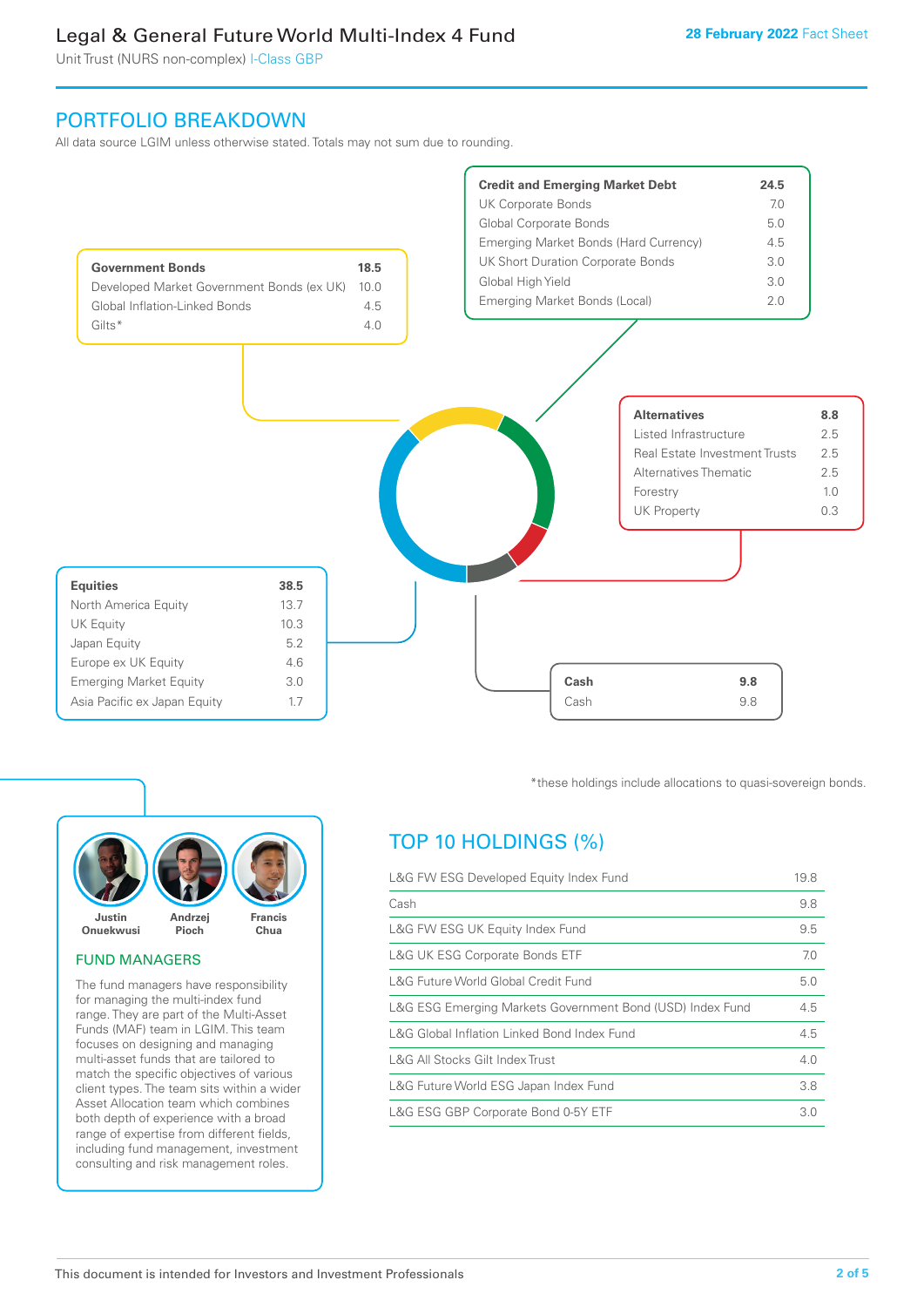# Legal & General Future World Multi-Index 4 Fund

Unit Trust (NURS non-complex) I-Class GBP

28 February 2022 Fact Sheet

## PORTFOLIO BREAKDOWN

All data source LGIM unless otherwise stated. Totals may not sum due to rounding.

| **Government Bonds** | **18.5** |
|---|---|
| Developed Market Government Bonds (ex UK) | 10.0 |
| Global Inflation-Linked Bonds | 4.5 |
| Gilts* | 4.0 |

| **Credit and Emerging Market Debt** | **24.5** |
|---|---|
| UK Corporate Bonds | 7.0 |
| Global Corporate Bonds | 5.0 |
| Emerging Market Bonds (Hard Currency) | 4.5 |
| UK Short Duration Corporate Bonds | 3.0 |
| Global High Yield | 3.0 |
| Emerging Market Bonds (Local) | 2.0 |

| **Alternatives** | **8.8** |
|---|---|
| Listed Infrastructure | 2.5 |
| Real Estate Investment Trusts | 2.5 |
| Alternatives Thematic | 2.5 |
| Forestry | 1.0 |
| UK Property | 0.3 |

| **Equities** | **38.5** |
|---|---|
| North America Equity | 13.7 |
| UK Equity | 10.3 |
| Japan Equity | 5.2 |
| Europe ex UK Equity | 4.6 |
| Emerging Market Equity | 3.0 |
| Asia Pacific ex Japan Equity | 1.7 |

| **Cash** | **9.8** |
|---|---|
| Cash | 9.8 |

*these holdings include allocations to quasi-sovereign bonds.

Justin Onuekwusi, Andrzej Pioch, Francis Chua

## FUND MANAGERS

The fund managers have responsibility for managing the multi-index fund range. They are part of the Multi-Asset Funds (MAF) team in LGIM. This team focuses on designing and managing multi-asset funds that are tailored to match the specific objectives of various client types. The team sits within a wider Asset Allocation team which combines both depth of experience with a broad range of expertise from different fields, including fund management, investment consulting and risk management roles.

## TOP 10 HOLDINGS (%)

| Holding | % |
|---|---|
| L&G FW ESG Developed Equity Index Fund | 19.8 |
| Cash | 9.8 |
| L&G FW ESG UK Equity Index Fund | 9.5 |
| L&G UK ESG Corporate Bonds ETF | 7.0 |
| L&G Future World Global Credit Fund | 5.0 |
| L&G ESG Emerging Markets Government Bond (USD) Index Fund | 4.5 |
| L&G Global Inflation Linked Bond Index Fund | 4.5 |
| L&G All Stocks Gilt Index Trust | 4.0 |
| L&G Future World ESG Japan Index Fund | 3.8 |
| L&G ESG GBP Corporate Bond 0-5Y ETF | 3.0 |

This document is intended for Investors and Investment Professionals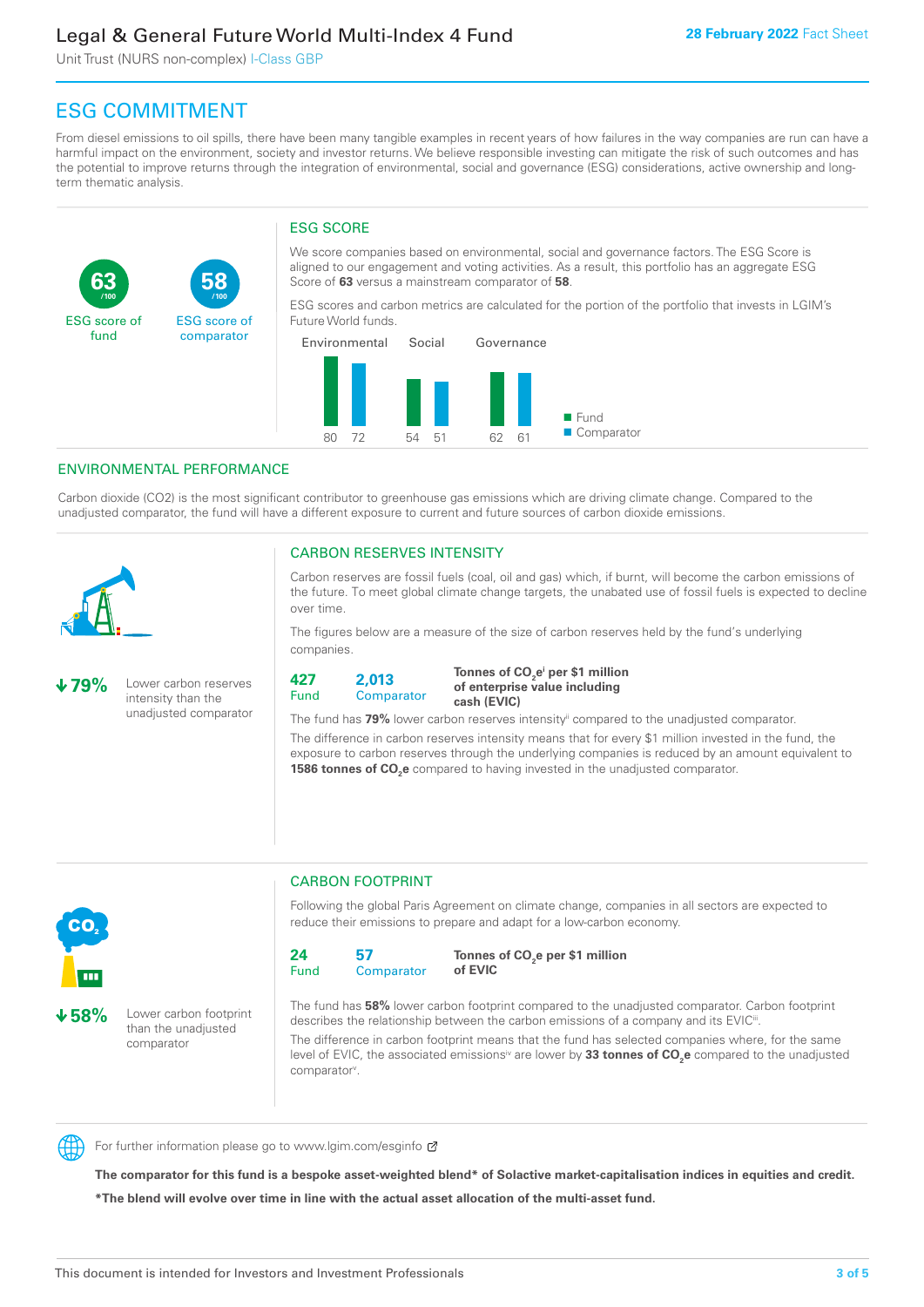# ESG COMMITMENT

From diesel emissions to oil spills, there have been many tangible examples in recent years of how failures in the way companies are run can have a harmful impact on the environment, society and investor returns. We believe responsible investing can mitigate the risk of such outcomes and has the potential to improve returns through the integration of environmental, social and governance (ESG) considerations, active ownership and long-term thematic analysis.

**63** /100 ESG score of fund

**58** /100 ESG score of comparator

## ESG SCORE

We score companies based on environmental, social and governance factors. The ESG Score is aligned to our engagement and voting activities. As a result, this portfolio has an aggregate ESG Score of **63** versus a mainstream comparator of **58**.

ESG scores and carbon metrics are calculated for the portion of the portfolio that invests in LGIM's Future World funds.

| | Environmental | Social | Governance |
|---|---|---|---|
| Fund | 80 | 54 | 62 |
| Comparator | 72 | 51 | 61 |

## ENVIRONMENTAL PERFORMANCE

Carbon dioxide (CO2) is the most significant contributor to greenhouse gas emissions which are driving climate change. Compared to the unadjusted comparator, the fund will have a different exposure to current and future sources of carbon dioxide emissions.

### CARBON RESERVES INTENSITY

**↓79%** Lower carbon reserves intensity than the unadjusted comparator

Carbon reserves are fossil fuels (coal, oil and gas) which, if burnt, will become the carbon emissions of the future. To meet global climate change targets, the unabated use of fossil fuels is expected to decline over time.

The figures below are a measure of the size of carbon reserves held by the fund's underlying companies.

**427** Fund | **2,013** Comparator | **Tonnes of $CO_2e$[i] per $1 million of enterprise value including cash (EVIC)**

The fund has **79%** lower carbon reserves intensity[ii] compared to the unadjusted comparator.

The difference in carbon reserves intensity means that for every $1 million invested in the fund, the exposure to carbon reserves through the underlying companies is reduced by an amount equivalent to **1586 tonnes of $CO_2e$** compared to having invested in the unadjusted comparator.

### CARBON FOOTPRINT

**↓58%** Lower carbon footprint than the unadjusted comparator

Following the global Paris Agreement on climate change, companies in all sectors are expected to reduce their emissions to prepare and adapt for a low-carbon economy.

**24** Fund | **57** Comparator | **Tonnes of $CO_2e$ per $1 million of EVIC**

The fund has **58%** lower carbon footprint compared to the unadjusted comparator. Carbon footprint describes the relationship between the carbon emissions of a company and its EVIC[iii].

The difference in carbon footprint means that the fund has selected companies where, for the same level of EVIC, the associated emissions[iv] are lower by **33 tonnes of $CO_2e$** compared to the unadjusted comparator[v].

For further information please go to www.lgim.com/esginfo

**The comparator for this fund is a bespoke asset-weighted blend* of Solactive market-capitalisation indices in equities and credit.**

**\*The blend will evolve over time in line with the actual asset allocation of the multi-asset fund.**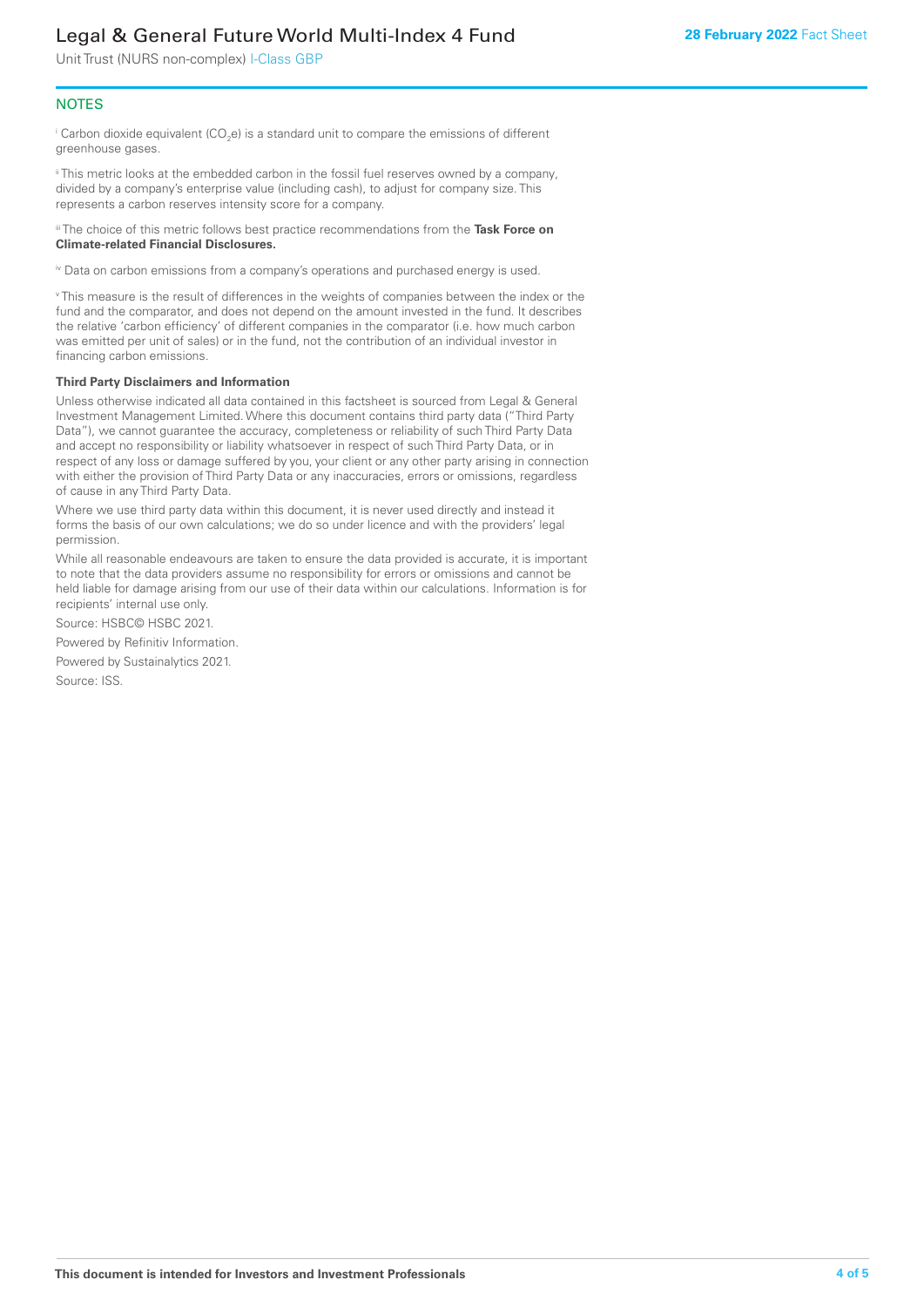## NOTES

[i] Carbon dioxide equivalent ($CO_2e$) is a standard unit to compare the emissions of different greenhouse gases.

[ii] This metric looks at the embedded carbon in the fossil fuel reserves owned by a company, divided by a company's enterprise value (including cash), to adjust for company size. This represents a carbon reserves intensity score for a company.

[iii] The choice of this metric follows best practice recommendations from the **Task Force on Climate-related Financial Disclosures.**

[iv] Data on carbon emissions from a company's operations and purchased energy is used.

[v] This measure is the result of differences in the weights of companies between the index or the fund and the comparator, and does not depend on the amount invested in the fund. It describes the relative 'carbon efficiency' of different companies in the comparator (i.e. how much carbon was emitted per unit of sales) or in the fund, not the contribution of an individual investor in financing carbon emissions.

**Third Party Disclaimers and Information**

Unless otherwise indicated all data contained in this factsheet is sourced from Legal & General Investment Management Limited. Where this document contains third party data ("Third Party Data"), we cannot guarantee the accuracy, completeness or reliability of such Third Party Data and accept no responsibility or liability whatsoever in respect of such Third Party Data, or in respect of any loss or damage suffered by you, your client or any other party arising in connection with either the provision of Third Party Data or any inaccuracies, errors or omissions, regardless of cause in any Third Party Data.

Where we use third party data within this document, it is never used directly and instead it forms the basis of our own calculations; we do so under licence and with the providers' legal permission.

While all reasonable endeavours are taken to ensure the data provided is accurate, it is important to note that the data providers assume no responsibility for errors or omissions and cannot be held liable for damage arising from our use of their data within our calculations. Information is for recipients' internal use only.

Source: HSBC© HSBC 2021.

Powered by Refinitiv Information.

Powered by Sustainalytics 2021.

Source: ISS.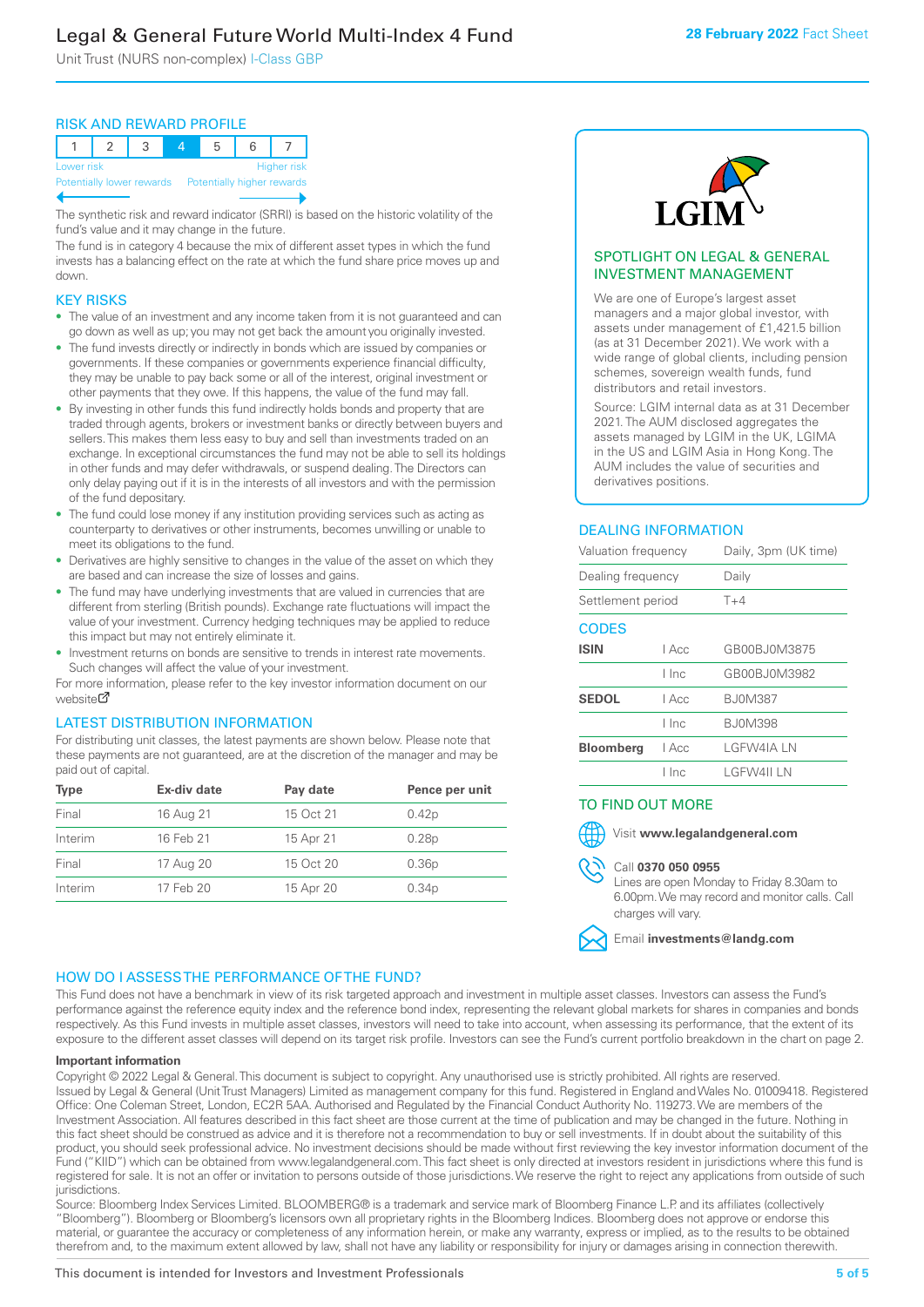# Legal & General Future World Multi-Index 4 Fund

Unit Trust (NURS non-complex) I-Class GBP

**28 February 2022** Fact Sheet

## RISK AND REWARD PROFILE

| 1 | 2 | 3 | 4 | 5 | 6 | 7 |
|---|---|---|---|---|---|---|

Lower risk — Higher risk

Potentially lower rewards — Potentially higher rewards

The synthetic risk and reward indicator (SRRI) is based on the historic volatility of the fund's value and it may change in the future.

The fund is in category 4 because the mix of different asset types in which the fund invests has a balancing effect on the rate at which the fund share price moves up and down.

## KEY RISKS

- The value of an investment and any income taken from it is not guaranteed and can go down as well as up; you may not get back the amount you originally invested.
- The fund invests directly or indirectly in bonds which are issued by companies or governments. If these companies or governments experience financial difficulty, they may be unable to pay back some or all of the interest, original investment or other payments that they owe. If this happens, the value of the fund may fall.
- By investing in other funds this fund indirectly holds bonds and property that are traded through agents, brokers or investment banks or directly between buyers and sellers. This makes them less easy to buy and sell than investments traded on an exchange. In exceptional circumstances the fund may not be able to sell its holdings in other funds and may defer withdrawals, or suspend dealing. The Directors can only delay paying out if it is in the interests of all investors and with the permission of the fund depositary.
- The fund could lose money if any institution providing services such as acting as counterparty to derivatives or other instruments, becomes unwilling or unable to meet its obligations to the fund.
- Derivatives are highly sensitive to changes in the value of the asset on which they are based and can increase the size of losses and gains.
- The fund may have underlying investments that are valued in currencies that are different from sterling (British pounds). Exchange rate fluctuations will impact the value of your investment. Currency hedging techniques may be applied to reduce this impact but may not entirely eliminate it.
- Investment returns on bonds are sensitive to trends in interest rate movements. Such changes will affect the value of your investment.

For more information, please refer to the key investor information document on our website

## LATEST DISTRIBUTION INFORMATION

For distributing unit classes, the latest payments are shown below. Please note that these payments are not guaranteed, are at the discretion of the manager and may be paid out of capital.

| Type | Ex-div date | Pay date | Pence per unit |
|---|---|---|---|
| Final | 16 Aug 21 | 15 Oct 21 | 0.42p |
| Interim | 16 Feb 21 | 15 Apr 21 | 0.28p |
| Final | 17 Aug 20 | 15 Oct 20 | 0.36p |
| Interim | 17 Feb 20 | 15 Apr 20 | 0.34p |

## SPOTLIGHT ON LEGAL & GENERAL INVESTMENT MANAGEMENT

We are one of Europe's largest asset managers and a major global investor, with assets under management of £1,421.5 billion (as at 31 December 2021). We work with a wide range of global clients, including pension schemes, sovereign wealth funds, fund distributors and retail investors.

Source: LGIM internal data as at 31 December 2021. The AUM disclosed aggregates the assets managed by LGIM in the UK, LGIMA in the US and LGIM Asia in Hong Kong. The AUM includes the value of securities and derivatives positions.

## DEALING INFORMATION

| | |
|---|---|
| Valuation frequency | Daily, 3pm (UK time) |
| Dealing frequency | Daily |
| Settlement period | T+4 |

## CODES

| | | |
|---|---|---|
| **ISIN** | I Acc | GB00BJ0M3875 |
| | I Inc | GB00BJ0M3982 |
| **SEDOL** | I Acc | BJ0M387 |
| | I Inc | BJ0M398 |
| **Bloomberg** | I Acc | LGFW4IA LN |
| | I Inc | LGFW4II LN |

## TO FIND OUT MORE

Visit **www.legalandgeneral.com**

Call **0370 050 0955**
Lines are open Monday to Friday 8.30am to 6.00pm. We may record and monitor calls. Call charges will vary.

Email **investments@landg.com**

## HOW DO I ASSESS THE PERFORMANCE OF THE FUND?

This Fund does not have a benchmark in view of its risk targeted approach and investment in multiple asset classes. Investors can assess the Fund's performance against the reference equity index and the reference bond index, representing the relevant global markets for shares in companies and bonds respectively. As this Fund invests in multiple asset classes, investors will need to take into account, when assessing its performance, that the extent of its exposure to the different asset classes will depend on its target risk profile. Investors can see the Fund's current portfolio breakdown in the chart on page 2.

**Important information**

Copyright © 2022 Legal & General. This document is subject to copyright. Any unauthorised use is strictly prohibited. All rights are reserved.

Issued by Legal & General (Unit Trust Managers) Limited as management company for this fund. Registered in England and Wales No. 01009418. Registered Office: One Coleman Street, London, EC2R 5AA. Authorised and Regulated by the Financial Conduct Authority No. 119273. We are members of the Investment Association. All features described in this fact sheet are those current at the time of publication and may be changed in the future. Nothing in this fact sheet should be construed as advice and it is therefore not a recommendation to buy or sell investments. If in doubt about the suitability of this product, you should seek professional advice. No investment decisions should be made without first reviewing the key investor information document of the Fund ("KIID") which can be obtained from www.legalandgeneral.com. This fact sheet is only directed at investors resident in jurisdictions where this fund is registered for sale. It is not an offer or invitation to persons outside of those jurisdictions. We reserve the right to reject any applications from outside of such jurisdictions.

Source: Bloomberg Index Services Limited. BLOOMBERG® is a trademark and service mark of Bloomberg Finance L.P. and its affiliates (collectively "Bloomberg"). Bloomberg or Bloomberg's licensors own all proprietary rights in the Bloomberg Indices. Bloomberg does not approve or endorse this material, or guarantee the accuracy or completeness of any information herein, or make any warranty, express or implied, as to the results to be obtained therefrom and, to the maximum extent allowed by law, shall not have any liability or responsibility for injury or damages arising in connection therewith.

This document is intended for Investors and Investment Professionals